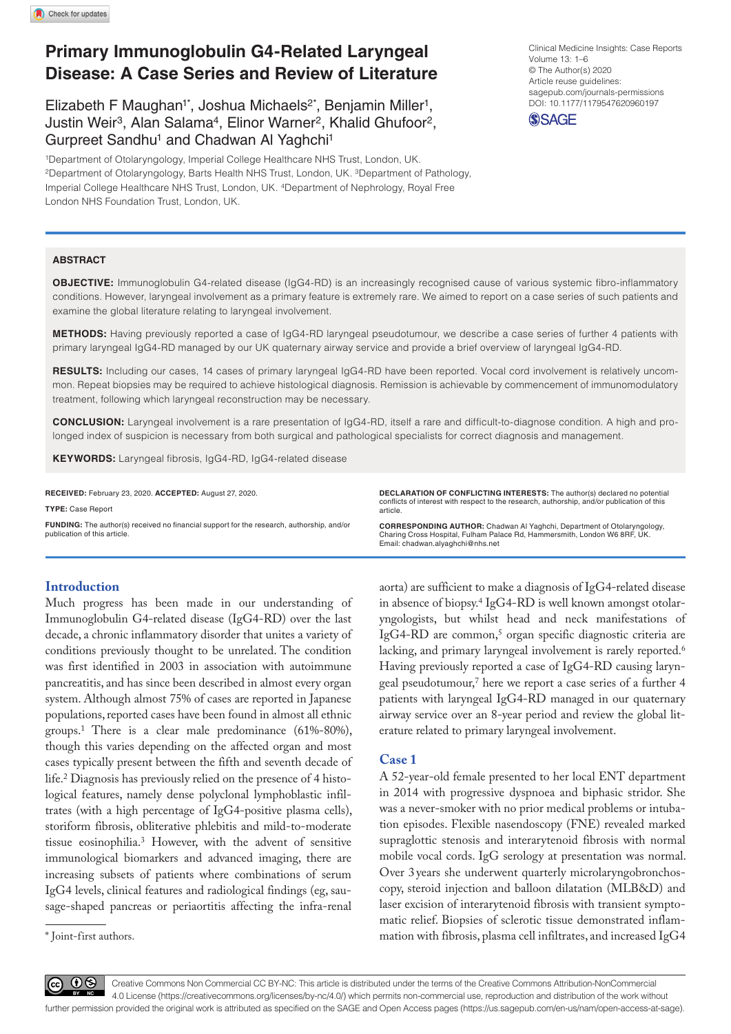# Primary Immunoglobulin G4-Related Laryngeal Disease: A Case Series and Review of Literature

Elizabeth F Maughan[1*], Joshua Michaels[2*], Benjamin Miller[1], Justin Weir[3], Alan Salama[4], Elinor Warner[2], Khalid Ghufoor[2], Gurpreet Sandhu[1] and Chadwan Al Yaghchi[1]

[1]Department of Otolaryngology, Imperial College Healthcare NHS Trust, London, UK. [2]Department of Otolaryngology, Barts Health NHS Trust, London, UK. [3]Department of Pathology, Imperial College Healthcare NHS Trust, London, UK. [4]Department of Nephrology, Royal Free London NHS Foundation Trust, London, UK.

Clinical Medicine Insights: Case Reports
Volume 13: 1–6
© The Author(s) 2020
Article reuse guidelines: sagepub.com/journals-permissions
DOI: 10.1177/1179547620960197

## ABSTRACT

**OBJECTIVE:** Immunoglobulin G4-related disease (IgG4-RD) is an increasingly recognised cause of various systemic fibro-inflammatory conditions. However, laryngeal involvement as a primary feature is extremely rare. We aimed to report on a case series of such patients and examine the global literature relating to laryngeal involvement.

**METHODS:** Having previously reported a case of IgG4-RD laryngeal pseudotumour, we describe a case series of further 4 patients with primary laryngeal IgG4-RD managed by our UK quaternary airway service and provide a brief overview of laryngeal IgG4-RD.

**RESULTS:** Including our cases, 14 cases of primary laryngeal IgG4-RD have been reported. Vocal cord involvement is relatively uncommon. Repeat biopsies may be required to achieve histological diagnosis. Remission is achievable by commencement of immunomodulatory treatment, following which laryngeal reconstruction may be necessary.

**CONCLUSION:** Laryngeal involvement is a rare presentation of IgG4-RD, itself a rare and difficult-to-diagnose condition. A high and prolonged index of suspicion is necessary from both surgical and pathological specialists for correct diagnosis and management.

**KEYWORDS:** Laryngeal fibrosis, IgG4-RD, IgG4-related disease

**RECEIVED:** February 23, 2020. **ACCEPTED:** August 27, 2020.

**TYPE:** Case Report

**FUNDING:** The author(s) received no financial support for the research, authorship, and/or publication of this article.

**DECLARATION OF CONFLICTING INTERESTS:** The author(s) declared no potential conflicts of interest with respect to the research, authorship, and/or publication of this article.

**CORRESPONDING AUTHOR:** Chadwan Al Yaghchi, Department of Otolaryngology, Charing Cross Hospital, Fulham Palace Rd, Hammersmith, London W6 8RF, UK. Email: chadwan.alyaghchi@nhs.net

## Introduction

Much progress has been made in our understanding of Immunoglobulin G4-related disease (IgG4-RD) over the last decade, a chronic inflammatory disorder that unites a variety of conditions previously thought to be unrelated. The condition was first identified in 2003 in association with autoimmune pancreatitis, and has since been described in almost every organ system. Although almost 75% of cases are reported in Japanese populations, reported cases have been found in almost all ethnic groups.[1] There is a clear male predominance (61%-80%), though this varies depending on the affected organ and most cases typically present between the fifth and seventh decade of life.[2] Diagnosis has previously relied on the presence of 4 histological features, namely dense polyclonal lymphoblastic infiltrates (with a high percentage of IgG4-positive plasma cells), storiform fibrosis, obliterative phlebitis and mild-to-moderate tissue eosinophilia.[3] However, with the advent of sensitive immunological biomarkers and advanced imaging, there are increasing subsets of patients where combinations of serum IgG4 levels, clinical features and radiological findings (eg, sausage-shaped pancreas or periaortitis affecting the infra-renal aorta) are sufficient to make a diagnosis of IgG4-related disease in absence of biopsy.[4] IgG4-RD is well known amongst otolaryngologists, but whilst head and neck manifestations of IgG4-RD are common,[5] organ specific diagnostic criteria are lacking, and primary laryngeal involvement is rarely reported.[6] Having previously reported a case of IgG4-RD causing laryngeal pseudotumour,[7] here we report a case series of a further 4 patients with laryngeal IgG4-RD managed in our quaternary airway service over an 8-year period and review the global literature related to primary laryngeal involvement.

## Case 1

A 52-year-old female presented to her local ENT department in 2014 with progressive dyspnoea and biphasic stridor. She was a never-smoker with no prior medical problems or intubation episodes. Flexible nasendoscopy (FNE) revealed marked supraglottic stenosis and interarytenoid fibrosis with normal mobile vocal cords. IgG serology at presentation was normal. Over 3 years she underwent quarterly microlaryngobronchoscopy, steroid injection and balloon dilatation (MLB&D) and laser excision of interarytenoid fibrosis with transient symptomatic relief. Biopsies of sclerotic tissue demonstrated inflammation with fibrosis, plasma cell infiltrates, and increased IgG4

* Joint-first authors.

Creative Commons Non Commercial CC BY-NC: This article is distributed under the terms of the Creative Commons Attribution-NonCommercial 4.0 License (https://creativecommons.org/licenses/by-nc/4.0/) which permits non-commercial use, reproduction and distribution of the work without further permission provided the original work is attributed as specified on the SAGE and Open Access pages (https://us.sagepub.com/en-us/nam/open-access-at-sage).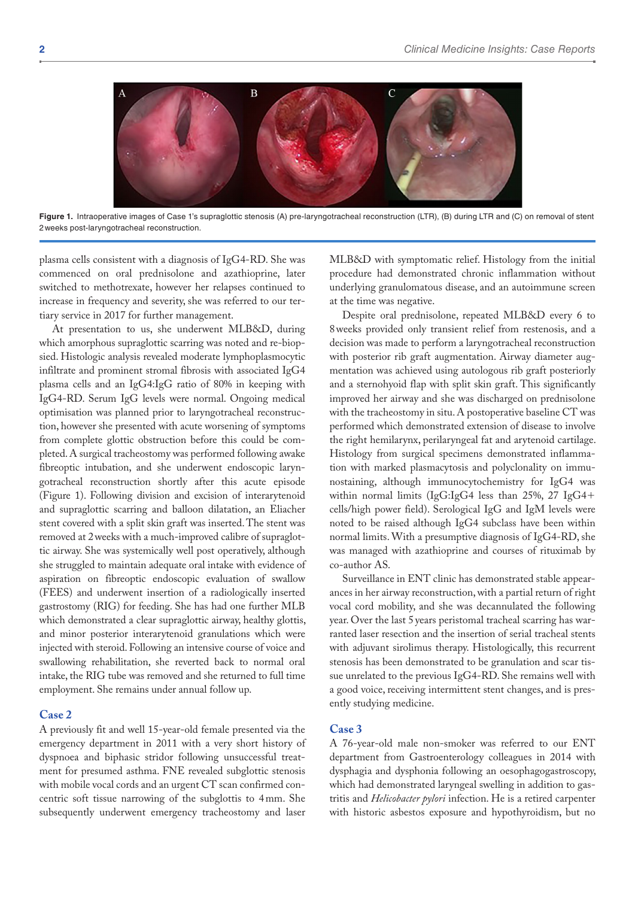Figure 1. Intraoperative images of Case 1's supraglottic stenosis (A) pre-laryngotracheal reconstruction (LTR), (B) during LTR and (C) on removal of stent 2 weeks post-laryngotracheal reconstruction.

plasma cells consistent with a diagnosis of IgG4-RD. She was commenced on oral prednisolone and azathioprine, later switched to methotrexate, however her relapses continued to increase in frequency and severity, she was referred to our tertiary service in 2017 for further management.

At presentation to us, she underwent MLB&D, during which amorphous supraglottic scarring was noted and re-biopsied. Histologic analysis revealed moderate lymphoplasmocytic infiltrate and prominent stromal fibrosis with associated IgG4 plasma cells and an IgG4:IgG ratio of 80% in keeping with IgG4-RD. Serum IgG levels were normal. Ongoing medical optimisation was planned prior to laryngotracheal reconstruction, however she presented with acute worsening of symptoms from complete glottic obstruction before this could be completed. A surgical tracheostomy was performed following awake fibreoptic intubation, and she underwent endoscopic laryngotracheal reconstruction shortly after this acute episode (Figure 1). Following division and excision of interarytenoid and supraglottic scarring and balloon dilatation, an Eliacher stent covered with a split skin graft was inserted. The stent was removed at 2 weeks with a much-improved calibre of supraglottic airway. She was systemically well post operatively, although she struggled to maintain adequate oral intake with evidence of aspiration on fibreoptic endoscopic evaluation of swallow (FEES) and underwent insertion of a radiologically inserted gastrostomy (RIG) for feeding. She has had one further MLB which demonstrated a clear supraglottic airway, healthy glottis, and minor posterior interarytenoid granulations which were injected with steroid. Following an intensive course of voice and swallowing rehabilitation, she reverted back to normal oral intake, the RIG tube was removed and she returned to full time employment. She remains under annual follow up.

## Case 2

A previously fit and well 15-year-old female presented via the emergency department in 2011 with a very short history of dyspnoea and biphasic stridor following unsuccessful treatment for presumed asthma. FNE revealed subglottic stenosis with mobile vocal cords and an urgent CT scan confirmed concentric soft tissue narrowing of the subglottis to 4 mm. She subsequently underwent emergency tracheostomy and laser MLB&D with symptomatic relief. Histology from the initial procedure had demonstrated chronic inflammation without underlying granulomatous disease, and an autoimmune screen at the time was negative.

Despite oral prednisolone, repeated MLB&D every 6 to 8 weeks provided only transient relief from restenosis, and a decision was made to perform a laryngotracheal reconstruction with posterior rib graft augmentation. Airway diameter augmentation was achieved using autologous rib graft posteriorly and a sternohyoid flap with split skin graft. This significantly improved her airway and she was discharged on prednisolone with the tracheostomy in situ. A postoperative baseline CT was performed which demonstrated extension of disease to involve the right hemilarynx, perilaryngeal fat and arytenoid cartilage. Histology from surgical specimens demonstrated inflammation with marked plasmacytosis and polyclonality on immunostaining, although immunocytochemistry for IgG4 was within normal limits (IgG:IgG4 less than 25%, 27 IgG4+ cells/high power field). Serological IgG and IgM levels were noted to be raised although IgG4 subclass have been within normal limits. With a presumptive diagnosis of IgG4-RD, she was managed with azathioprine and courses of rituximab by co-author AS.

Surveillance in ENT clinic has demonstrated stable appearances in her airway reconstruction, with a partial return of right vocal cord mobility, and she was decannulated the following year. Over the last 5 years peristomal tracheal scarring has warranted laser resection and the insertion of serial tracheal stents with adjuvant sirolimus therapy. Histologically, this recurrent stenosis has been demonstrated to be granulation and scar tissue unrelated to the previous IgG4-RD. She remains well with a good voice, receiving intermittent stent changes, and is presently studying medicine.

## Case 3

A 76-year-old male non-smoker was referred to our ENT department from Gastroenterology colleagues in 2014 with dysphagia and dysphonia following an oesophagogastroscopy, which had demonstrated laryngeal swelling in addition to gastritis and *Helicobacter pylori* infection. He is a retired carpenter with historic asbestos exposure and hypothyroidism, but no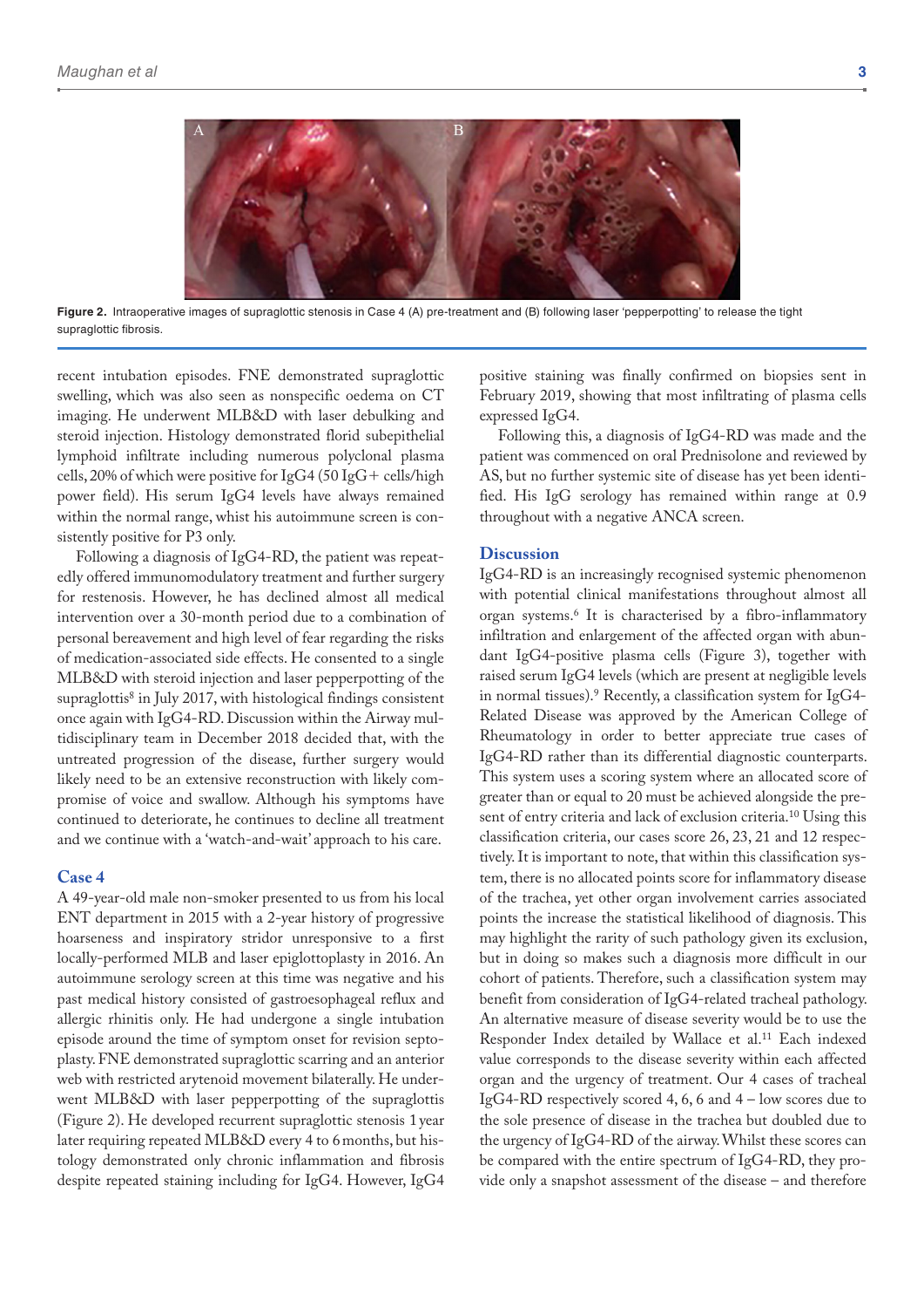Figure 2. Intraoperative images of supraglottic stenosis in Case 4 (A) pre-treatment and (B) following laser 'pepperpotting' to release the tight supraglottic fibrosis.

recent intubation episodes. FNE demonstrated supraglottic swelling, which was also seen as nonspecific oedema on CT imaging. He underwent MLB&D with laser debulking and steroid injection. Histology demonstrated florid subepithelial lymphoid infiltrate including numerous polyclonal plasma cells, 20% of which were positive for IgG4 (50 IgG+ cells/high power field). His serum IgG4 levels have always remained within the normal range, whilst his autoimmune screen is consistently positive for P3 only.

Following a diagnosis of IgG4-RD, the patient was repeatedly offered immunomodulatory treatment and further surgery for restenosis. However, he has declined almost all medical intervention over a 30-month period due to a combination of personal bereavement and high level of fear regarding the risks of medication-associated side effects. He consented to a single MLB&D with steroid injection and laser pepperpotting of the supraglottis[8] in July 2017, with histological findings consistent once again with IgG4-RD. Discussion within the Airway multidisciplinary team in December 2018 decided that, with the untreated progression of the disease, further surgery would likely need to be an extensive reconstruction with likely compromise of voice and swallow. Although his symptoms have continued to deteriorate, he continues to decline all treatment and we continue with a 'watch-and-wait' approach to his care.

### Case 4

A 49-year-old male non-smoker presented to us from his local ENT department in 2015 with a 2-year history of progressive hoarseness and inspiratory stridor unresponsive to a first locally-performed MLB and laser epiglottoplasty in 2016. An autoimmune serology screen at this time was negative and his past medical history consisted of gastroesophageal reflux and allergic rhinitis only. He had undergone a single intubation episode around the time of symptom onset for revision septoplasty. FNE demonstrated supraglottic scarring and an anterior web with restricted arytenoid movement bilaterally. He underwent MLB&D with laser pepperpotting of the supraglottis (Figure 2). He developed recurrent supraglottic stenosis 1 year later requiring repeated MLB&D every 4 to 6 months, but histology demonstrated only chronic inflammation and fibrosis despite repeated staining including for IgG4. However, IgG4 positive staining was finally confirmed on biopsies sent in February 2019, showing that most infiltrating of plasma cells expressed IgG4.

Following this, a diagnosis of IgG4-RD was made and the patient was commenced on oral Prednisolone and reviewed by AS, but no further systemic site of disease has yet been identified. His IgG serology has remained within range at 0.9 throughout with a negative ANCA screen.

## Discussion

IgG4-RD is an increasingly recognised systemic phenomenon with potential clinical manifestations throughout almost all organ systems.[6] It is characterised by a fibro-inflammatory infiltration and enlargement of the affected organ with abundant IgG4-positive plasma cells (Figure 3), together with raised serum IgG4 levels (which are present at negligible levels in normal tissues).[9] Recently, a classification system for IgG4-Related Disease was approved by the American College of Rheumatology in order to better appreciate true cases of IgG4-RD rather than its differential diagnostic counterparts. This system uses a scoring system where an allocated score of greater than or equal to 20 must be achieved alongside the present of entry criteria and lack of exclusion criteria.[10] Using this classification criteria, our cases score 26, 23, 21 and 12 respectively. It is important to note, that within this classification system, there is no allocated points score for inflammatory disease of the trachea, yet other organ involvement carries associated points the increase the statistical likelihood of diagnosis. This may highlight the rarity of such pathology given its exclusion, but in doing so makes such a diagnosis more difficult in our cohort of patients. Therefore, such a classification system may benefit from consideration of IgG4-related tracheal pathology. An alternative measure of disease severity would be to use the Responder Index detailed by Wallace et al.[11] Each indexed value corresponds to the disease severity within each affected organ and the urgency of treatment. Our 4 cases of tracheal IgG4-RD respectively scored 4, 6, 6 and 4 – low scores due to the sole presence of disease in the trachea but doubled due to the urgency of IgG4-RD of the airway. Whilst these scores can be compared with the entire spectrum of IgG4-RD, they provide only a snapshot assessment of the disease – and therefore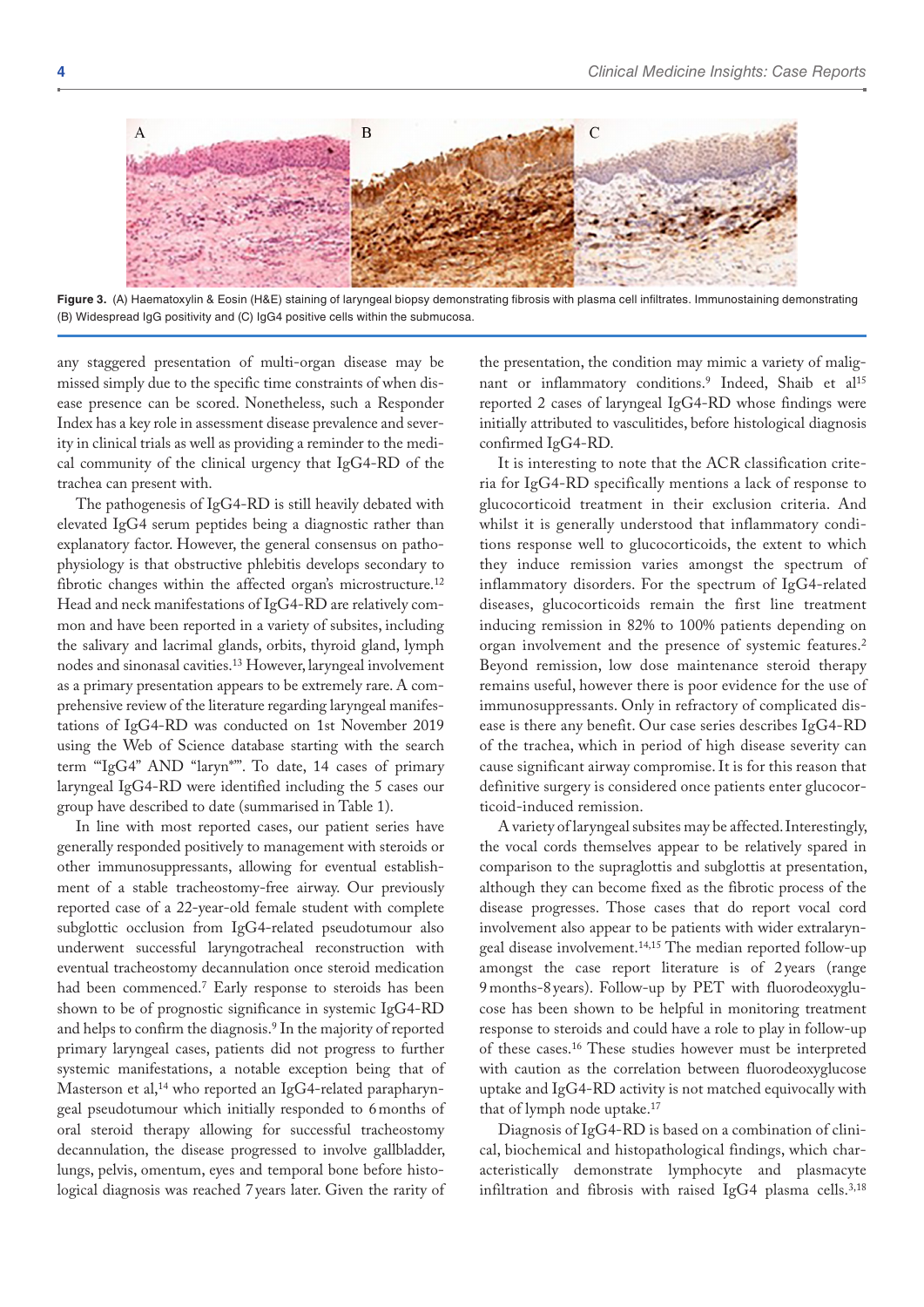Figure 3. (A) Haematoxylin & Eosin (H&E) staining of laryngeal biopsy demonstrating fibrosis with plasma cell infiltrates. Immunostaining demonstrating (B) Widespread IgG positivity and (C) IgG4 positive cells within the submucosa.

any staggered presentation of multi-organ disease may be missed simply due to the specific time constraints of when disease presence can be scored. Nonetheless, such a Responder Index has a key role in assessment disease prevalence and severity in clinical trials as well as providing a reminder to the medical community of the clinical urgency that IgG4-RD of the trachea can present with.

The pathogenesis of IgG4-RD is still heavily debated with elevated IgG4 serum peptides being a diagnostic rather than explanatory factor. However, the general consensus on pathophysiology is that obstructive phlebitis develops secondary to fibrotic changes within the affected organ's microstructure.[12] Head and neck manifestations of IgG4-RD are relatively common and have been reported in a variety of subsites, including the salivary and lacrimal glands, orbits, thyroid gland, lymph nodes and sinonasal cavities.[13] However, laryngeal involvement as a primary presentation appears to be extremely rare. A comprehensive review of the literature regarding laryngeal manifestations of IgG4-RD was conducted on 1st November 2019 using the Web of Science database starting with the search term '"IgG4" AND "laryn*"'. To date, 14 cases of primary laryngeal IgG4-RD were identified including the 5 cases our group have described to date (summarised in Table 1).

In line with most reported cases, our patient series have generally responded positively to management with steroids or other immunosuppressants, allowing for eventual establishment of a stable tracheostomy-free airway. Our previously reported case of a 22-year-old female student with complete subglottic occlusion from IgG4-related pseudotumour also underwent successful laryngotracheal reconstruction with eventual tracheostomy decannulation once steroid medication had been commenced.[7] Early response to steroids has been shown to be of prognostic significance in systemic IgG4-RD and helps to confirm the diagnosis.[9] In the majority of reported primary laryngeal cases, patients did not progress to further systemic manifestations, a notable exception being that of Masterson et al,[14] who reported an IgG4-related parapharyngeal pseudotumour which initially responded to 6 months of oral steroid therapy allowing for successful tracheostomy decannulation, the disease progressed to involve gallbladder, lungs, pelvis, omentum, eyes and temporal bone before histological diagnosis was reached 7 years later. Given the rarity of the presentation, the condition may mimic a variety of malignant or inflammatory conditions.[9] Indeed, Shaib et al[15] reported 2 cases of laryngeal IgG4-RD whose findings were initially attributed to vasculitides, before histological diagnosis confirmed IgG4-RD.

It is interesting to note that the ACR classification criteria for IgG4-RD specifically mentions a lack of response to glucocorticoid treatment in their exclusion criteria. And whilst it is generally understood that inflammatory conditions response well to glucocorticoids, the extent to which they induce remission varies amongst the spectrum of inflammatory disorders. For the spectrum of IgG4-related diseases, glucocorticoids remain the first line treatment inducing remission in 82% to 100% patients depending on organ involvement and the presence of systemic features.[2] Beyond remission, low dose maintenance steroid therapy remains useful, however there is poor evidence for the use of immunosuppressants. Only in refractory of complicated disease is there any benefit. Our case series describes IgG4-RD of the trachea, which in period of high disease severity can cause significant airway compromise. It is for this reason that definitive surgery is considered once patients enter glucocorticoid-induced remission.

A variety of laryngeal subsites may be affected. Interestingly, the vocal cords themselves appear to be relatively spared in comparison to the supraglottis and subglottis at presentation, although they can become fixed as the fibrotic process of the disease progresses. Those cases that do report vocal cord involvement also appear to be patients with wider extralaryngeal disease involvement.[14,15] The median reported follow-up amongst the case report literature is of 2 years (range 9 months-8 years). Follow-up by PET with fluorodeoxyglucose has been shown to be helpful in monitoring treatment response to steroids and could have a role to play in follow-up of these cases.[16] These studies however must be interpreted with caution as the correlation between fluorodeoxyglucose uptake and IgG4-RD activity is not matched equivocally with that of lymph node uptake.[17]

Diagnosis of IgG4-RD is based on a combination of clinical, biochemical and histopathological findings, which characteristically demonstrate lymphocyte and plasmacyte infiltration and fibrosis with raised IgG4 plasma cells.[3,18]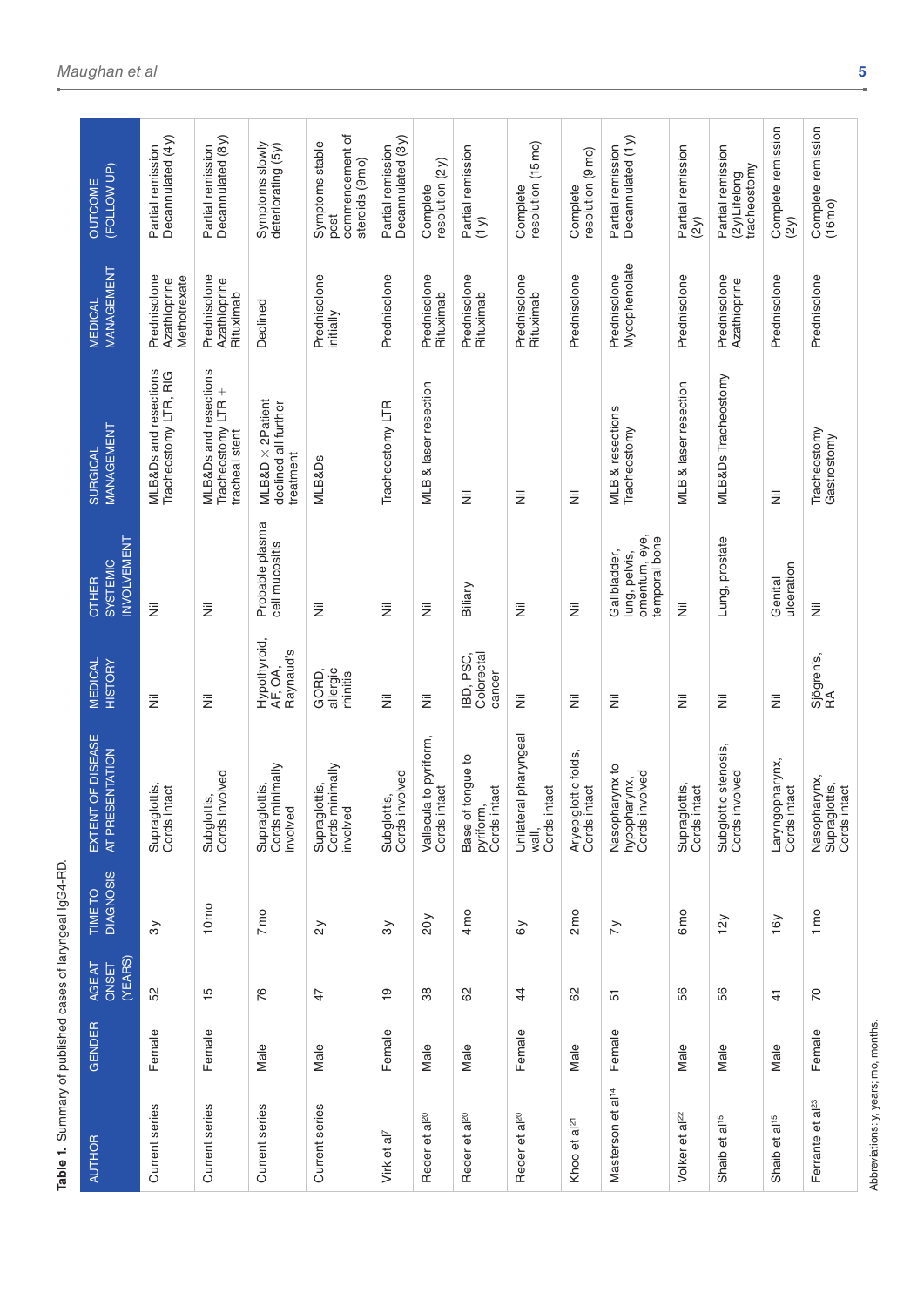**Table 1.** Summary of published cases of laryngeal IgG4-RD.

| AUTHOR | GENDER | AGE AT ONSET (YEARS) | TIME TO DIAGNOSIS | EXTENT OF DISEASE AT PRESENTATION | MEDICAL HISTORY | OTHER SYSTEMIC INVOLVEMENT | SURGICAL MANAGEMENT | MEDICAL MANAGEMENT | OUTCOME (FOLLOW UP) |
|---|---|---|---|---|---|---|---|---|---|
| Current series | Female | 52 | 3y | Supraglottis, Cords intact | Nil | Nil | MLB&Ds and resections Tracheostomy LTR, RIG | Prednisolone Azathioprine Methotrexate | Partial remission Decannulated (4y) |
| Current series | Female | 15 | 10mo | Subglottis, Cords involved | Nil | Nil | MLB&Ds and resections Tracheostomy LTR + tracheal stent | Prednisolone Azathioprine Rituximab | Partial remission Decannulated (8y) |
| Current series | Male | 76 | 7mo | Supraglottis, Cords minimally involved | Hypothyroid, AF, OA, Raynaud's | Probable plasma cell mucositis | MLB&D × 2Patient declined all further treatment | Declined | Symptoms slowly deteriorating (5y) |
| Current series | Male | 47 | 2y | Supraglottis, Cords minimally involved | GORD, allergic rhinitis | Nil | MLB&Ds | Prednisolone initially | Symptoms stable post commencement of steroids (9mo) |
| Virk et al[7] | Female | 19 | 3y | Subglottis, Cords involved | Nil | Nil | Tracheostomy LTR | Prednisolone | Partial remission Decannulated (3y) |
| Reder et al[20] | Male | 38 | 20y | Vallecula to pyriform, Cords intact | Nil | Nil | MLB & laser resection | Prednisolone Rituximab | Complete resolution (2y) |
| Reder et al[20] | Male | 62 | 4mo | Base of tongue to pyriform, Cords intact | IBD, PSC, Colorectal cancer | Biliary | Nil | Prednisolone Rituximab | Partial remission (1y) |
| Reder et al[20] | Female | 44 | 6y | Unilateral pharyngeal wall, Cords intact | Nil | Nil | Nil | Prednisolone Rituximab | Complete resolution (15mo) |
| Khoo et al[21] | Male | 62 | 2mo | Aryepiglottic folds, Cords intact | Nil | Nil | Nil | Prednisolone | Complete resolution (9mo) |
| Masterson et al[14] | Female | 51 | 7y | Nasopharynx to hypopharynx, Cords involved | Nil | Gallbladder, lung, pelvis, omentum, eye, temporal bone | MLB & resections Tracheostomy | Prednisolone Mycophenolate | Partial remission Decannulated (1y) |
| Volker et al[22] | Male | 56 | 6mo | Supraglottis, Cords intact | Nil | Nil | MLB & laser resection | Prednisolone | Partial remission (2y) |
| Shaib et al[15] | Male | 56 | 12y | Subglottic stenosis, Cords involved | Nil | Lung, prostate | MLB&Ds Tracheostomy | Prednisolone Azathioprine | Partial remission (2y)Lifelong tracheostomy |
| Shaib et al[15] | Male | 41 | 16y | Laryngopharynx, Cords intact | Nil | Genital ulceration | Nil | Prednisolone | Complete remission (2y) |
| Ferrante et al[23] | Female | 70 | 1mo | Nasopharynx, Supraglottis, Cords intact | Sjögren's, RA | Nil | Tracheostomy Gastrostomy | Prednisolone | Complete remission (16mo) |

Abbreviations: y, years; mo, months.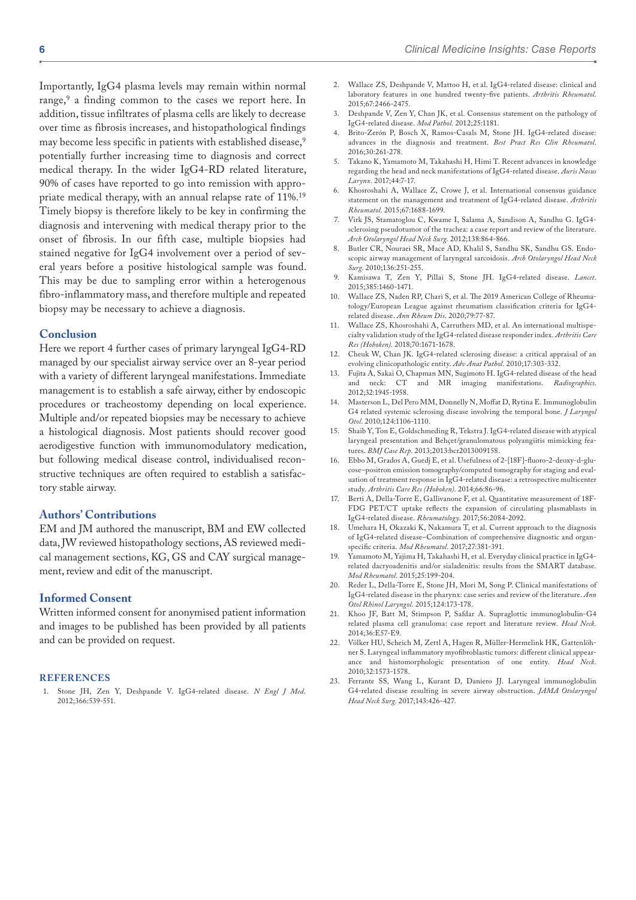Importantly, IgG4 plasma levels may remain within normal range,[9] a finding common to the cases we report here. In addition, tissue infiltrates of plasma cells are likely to decrease over time as fibrosis increases, and histopathological findings may become less specific in patients with established disease,[9] potentially further increasing time to diagnosis and correct medical therapy. In the wider IgG4-RD related literature, 90% of cases have reported to go into remission with appropriate medical therapy, with an annual relapse rate of 11%.[19] Timely biopsy is therefore likely to be key in confirming the diagnosis and intervening with medical therapy prior to the onset of fibrosis. In our fifth case, multiple biopsies had stained negative for IgG4 involvement over a period of several years before a positive histological sample was found. This may be due to sampling error within a heterogenous fibro-inflammatory mass, and therefore multiple and repeated biopsy may be necessary to achieve a diagnosis.

## Conclusion

Here we report 4 further cases of primary laryngeal IgG4-RD managed by our specialist airway service over an 8-year period with a variety of different laryngeal manifestations. Immediate management is to establish a safe airway, either by endoscopic procedures or tracheostomy depending on local experience. Multiple and/or repeated biopsies may be necessary to achieve a histological diagnosis. Most patients should recover good aerodigestive function with immunomodulatory medication, but following medical disease control, individualised reconstructive techniques are often required to establish a satisfactory stable airway.

## Authors' Contributions

EM and JM authored the manuscript, BM and EW collected data, JW reviewed histopathology sections, AS reviewed medical management sections, KG, GS and CAY surgical management, review and edit of the manuscript.

## Informed Consent

Written informed consent for anonymised patient information and images to be published has been provided by all patients and can be provided on request.

## REFERENCES

1. Stone JH, Zen Y, Deshpande V. IgG4-related disease. *N Engl J Med*. 2012;366:539-551.
2. Wallace ZS, Deshpande V, Mattoo H, et al. IgG4-related disease: clinical and laboratory features in one hundred twenty-five patients. *Arthritis Rheumatol*. 2015;67:2466-2475.
3. Deshpande V, Zen Y, Chan JK, et al. Consensus statement on the pathology of IgG4-related disease. *Mod Pathol*. 2012;25:1181.
4. Brito-Zerón P, Bosch X, Ramos-Casals M, Stone JH. IgG4-related disease: advances in the diagnosis and treatment. *Best Pract Res Clin Rheumatol*. 2016;30:261-278.
5. Takano K, Yamamoto M, Takahashi H, Himi T. Recent advances in knowledge regarding the head and neck manifestations of IgG4-related disease. *Auris Nasus Larynx*. 2017;44:7-17.
6. Khosroshahi A, Wallace Z, Crowe J, et al. International consensus guidance statement on the management and treatment of IgG4-related disease. *Arthritis Rheumatol*. 2015;67:1688-1699.
7. Virk JS, Stamatoglou C, Kwame I, Salama A, Sandison A, Sandhu G. IgG4-sclerosing pseudotumor of the trachea: a case report and review of the literature. *Arch Otolaryngol Head Neck Surg*. 2012;138:864-866.
8. Butler CR, Nouraei SR, Mace AD, Khalil S, Sandhu SK, Sandhu GS. Endoscopic airway management of laryngeal sarcoidosis. *Arch Otolaryngol Head Neck Surg*. 2010;136:251-255.
9. Kamisawa T, Zen Y, Pillai S, Stone JH. IgG4-related disease. *Lancet*. 2015;385:1460-1471.
10. Wallace ZS, Naden RP, Chari S, et al. The 2019 American College of Rheumatology/European League against rheumatism classification criteria for IgG4-related disease. *Ann Rheum Dis*. 2020;79:77-87.
11. Wallace ZS, Khosroshahi A, Carruthers MD, et al. An international multispecialty validation study of the IgG4-related disease responder index. *Arthritis Care Res (Hoboken)*. 2018;70:1671-1678.
12. Cheuk W, Chan JK. IgG4-related sclerosing disease: a critical appraisal of an evolving clinicopathologic entity. *Adv Anat Pathol*. 2010;17:303-332.
13. Fujita A, Sakai O, Chapman MN, Sugimoto H. IgG4-related disease of the head and neck: CT and MR imaging manifestations. *Radiographics*. 2012;32:1945-1958.
14. Masterson L, Del Pero MM, Donnelly N, Moffat D, Rytina E. Immunoglobulin G4 related systemic sclerosing disease involving the temporal bone. *J Laryngol Otol*. 2010;124:1106-1110.
15. Shaib Y, Ton E, Goldschmeding R, Tekstra J. IgG4-related disease with atypical laryngeal presentation and Behçet/granulomatous polyangiitis mimicking features. *BMJ Case Rep*. 2013;2013:bcr2013009158.
16. Ebbo M, Grados A, Guedj E, et al. Usefulness of 2-[18F]-fluoro-2-deoxy-d-glucose–positron emission tomography/computed tomography for staging and evaluation of treatment response in IgG4-related disease: a retrospective multicenter study. *Arthritis Care Res (Hoboken)*. 2014;66:86-96.
17. Berti A, Della-Torre E, Gallivanone F, et al. Quantitative measurement of 18F-FDG PET/CT uptake reflects the expansion of circulating plasmablasts in IgG4-related disease. *Rheumatology*. 2017;56:2084-2092.
18. Umehara H, Okazaki K, Nakamura T, et al. Current approach to the diagnosis of IgG4-related disease–Combination of comprehensive diagnostic and organ-specific criteria. *Mod Rheumatol*. 2017;27:381-391.
19. Yamamoto M, Yajima H, Takahashi H, et al. Everyday clinical practice in IgG4-related dacryoadenitis and/or sialadenitis: results from the SMART database. *Mod Rheumatol*. 2015;25:199-204.
20. Reder L, Della-Torre E, Stone JH, Mori M, Song P. Clinical manifestations of IgG4-related disease in the pharynx: case series and review of the literature. *Ann Otol Rhinol Laryngol*. 2015;124:173-178.
21. Khoo JF, Batt M, Stimpson P, Safdar A. Supraglottic immunoglobulin-G4 related plasma cell granuloma: case report and literature review. *Head Neck*. 2014;36:E57-E9.
22. Völker HU, Scheich M, Zettl A, Hagen R, Müller-Hermelink HK, Gattenlöhner S. Laryngeal inflammatory myofibroblastic tumors: different clinical appearance and histomorphologic presentation of one entity. *Head Neck*. 2010;32:1573-1578.
23. Ferrante SS, Wang L, Kurant D, Daniero JJ. Laryngeal immunoglobulin G4-related disease resulting in severe airway obstruction. *JAMA Otolaryngol Head Neck Surg*. 2017;143:426-427.